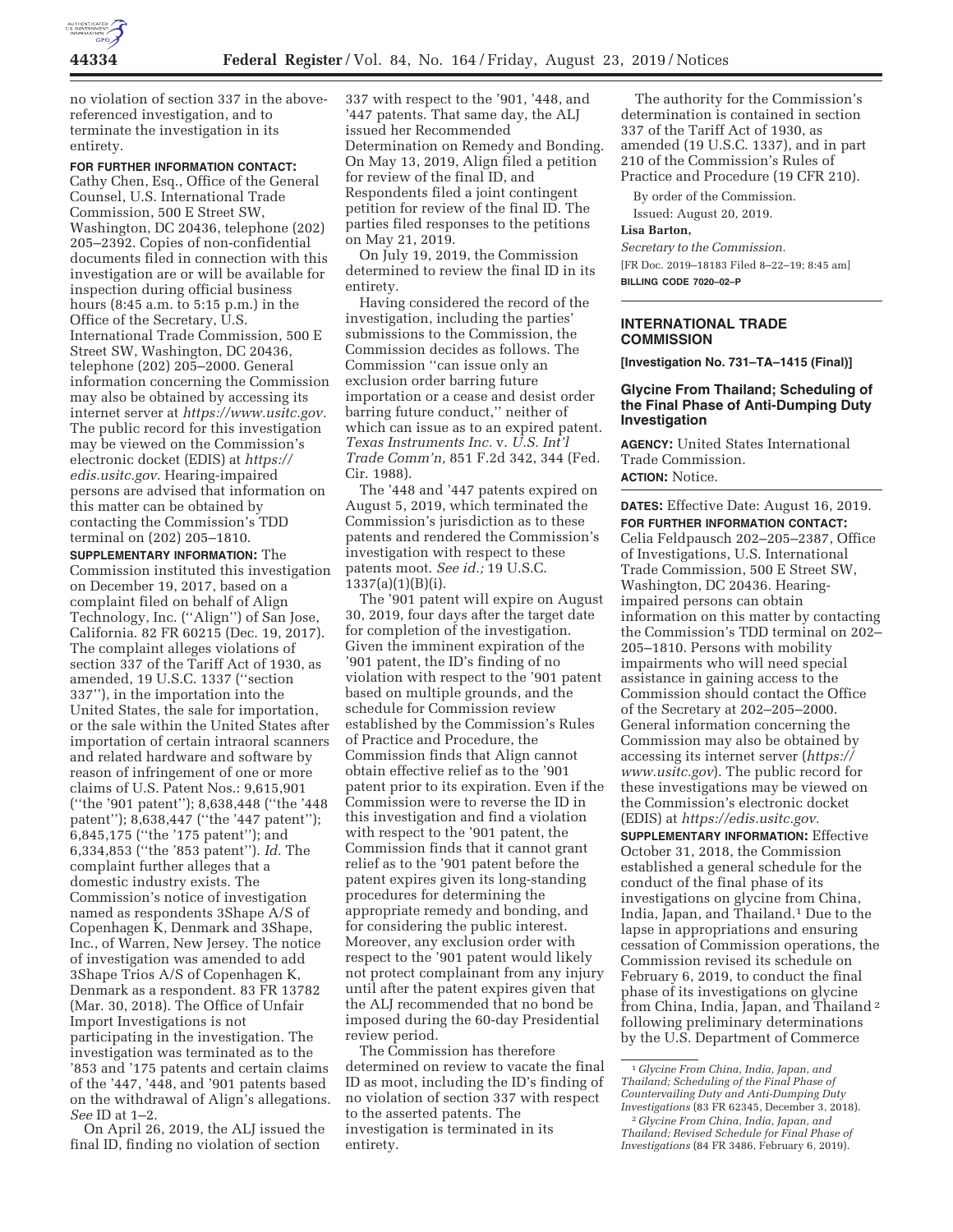no violation of section 337 in the above-referenced investigation, and to terminate the investigation in its entirety.

**FOR FURTHER INFORMATION CONTACT:** Cathy Chen, Esq., Office of the General Counsel, U.S. International Trade Commission, 500 E Street SW, Washington, DC 20436, telephone (202) 205–2392. Copies of non-confidential documents filed in connection with this investigation are or will be available for inspection during official business hours (8:45 a.m. to 5:15 p.m.) in the Office of the Secretary, U.S. International Trade Commission, 500 E Street SW, Washington, DC 20436, telephone (202) 205–2000. General information concerning the Commission may also be obtained by accessing its internet server at *https://www.usitc.gov.* The public record for this investigation may be viewed on the Commission's electronic docket (EDIS) at *https://edis.usitc.gov.* Hearing-impaired persons are advised that information on this matter can be obtained by contacting the Commission's TDD terminal on (202) 205–1810.

**SUPPLEMENTARY INFORMATION:** The Commission instituted this investigation on December 19, 2017, based on a complaint filed on behalf of Align Technology, Inc. (''Align'') of San Jose, California. 82 FR 60215 (Dec. 19, 2017). The complaint alleges violations of section 337 of the Tariff Act of 1930, as amended, 19 U.S.C. 1337 (''section 337''), in the importation into the United States, the sale for importation, or the sale within the United States after importation of certain intraoral scanners and related hardware and software by reason of infringement of one or more claims of U.S. Patent Nos.: 9,615,901 (''the '901 patent''); 8,638,448 (''the '448 patent''); 8,638,447 (''the '447 patent''); 6,845,175 (''the '175 patent''); and 6,334,853 (''the '853 patent''). *Id.* The complaint further alleges that a domestic industry exists. The Commission's notice of investigation named as respondents 3Shape A/S of Copenhagen K, Denmark and 3Shape, Inc., of Warren, New Jersey. The notice of investigation was amended to add 3Shape Trios A/S of Copenhagen K, Denmark as a respondent. 83 FR 13782 (Mar. 30, 2018). The Office of Unfair Import Investigations is not participating in the investigation. The investigation was terminated as to the '853 and '175 patents and certain claims of the '447, '448, and '901 patents based on the withdrawal of Align's allegations. *See* ID at 1–2.

On April 26, 2019, the ALJ issued the final ID, finding no violation of section 337 with respect to the '901, '448, and '447 patents. That same day, the ALJ issued her Recommended Determination on Remedy and Bonding. On May 13, 2019, Align filed a petition for review of the final ID, and Respondents filed a joint contingent petition for review of the final ID. The parties filed responses to the petitions on May 21, 2019.

On July 19, 2019, the Commission determined to review the final ID in its entirety.

Having considered the record of the investigation, including the parties' submissions to the Commission, the Commission decides as follows. The Commission ''can issue only an exclusion order barring future importation or a cease and desist order barring future conduct,'' neither of which can issue as to an expired patent. *Texas Instruments Inc.* v. *U.S. Int'l Trade Comm'n,* 851 F.2d 342, 344 (Fed. Cir. 1988).

The '448 and '447 patents expired on August 5, 2019, which terminated the Commission's jurisdiction as to these patents and rendered the Commission's investigation with respect to these patents moot. *See id.;* 19 U.S.C. 1337(a)(1)(B)(i).

The '901 patent will expire on August 30, 2019, four days after the target date for completion of the investigation. Given the imminent expiration of the '901 patent, the ID's finding of no violation with respect to the '901 patent based on multiple grounds, and the schedule for Commission review established by the Commission's Rules of Practice and Procedure, the Commission finds that Align cannot obtain effective relief as to the '901 patent prior to its expiration. Even if the Commission were to reverse the ID in this investigation and find a violation with respect to the '901 patent, the Commission finds that it cannot grant relief as to the '901 patent before the patent expires given its long-standing procedures for determining the appropriate remedy and bonding, and for considering the public interest. Moreover, any exclusion order with respect to the '901 patent would likely not protect complainant from any injury until after the patent expires given that the ALJ recommended that no bond be imposed during the 60-day Presidential review period.

The Commission has therefore determined on review to vacate the final ID as moot, including the ID's finding of no violation of section 337 with respect to the asserted patents. The investigation is terminated in its entirety.

The authority for the Commission's determination is contained in section 337 of the Tariff Act of 1930, as amended (19 U.S.C. 1337), and in part 210 of the Commission's Rules of Practice and Procedure (19 CFR 210).

By order of the Commission.

Issued: August 20, 2019.

**Lisa Barton,**

*Secretary to the Commission.*

[FR Doc. 2019–18183 Filed 8–22–19; 8:45 am]

**BILLING CODE 7020–02–P**

---

## INTERNATIONAL TRADE COMMISSION

**[Investigation No. 731–TA–1415 (Final)]**

### Glycine From Thailand; Scheduling of the Final Phase of Anti-Dumping Duty Investigation

**AGENCY:** United States International Trade Commission.

**ACTION:** Notice.

**DATES:** Effective Date: August 16, 2019.

**FOR FURTHER INFORMATION CONTACT:** Celia Feldpausch 202–205–2387, Office of Investigations, U.S. International Trade Commission, 500 E Street SW, Washington, DC 20436. Hearing-impaired persons can obtain information on this matter by contacting the Commission's TDD terminal on 202–205–1810. Persons with mobility impairments who will need special assistance in gaining access to the Commission should contact the Office of the Secretary at 202–205–2000. General information concerning the Commission may also be obtained by accessing its internet server (*https://www.usitc.gov*). The public record for these investigations may be viewed on the Commission's electronic docket (EDIS) at *https://edis.usitc.gov.*

**SUPPLEMENTARY INFORMATION:** Effective October 31, 2018, the Commission established a general schedule for the conduct of the final phase of its investigations on glycine from China, India, Japan, and Thailand.[1] Due to the lapse in appropriations and ensuring cessation of Commission operations, the Commission revised its schedule on February 6, 2019, to conduct the final phase of its investigations on glycine from China, India, Japan, and Thailand[2] following preliminary determinations by the U.S. Department of Commerce

---

[1] *Glycine From China, India, Japan, and Thailand; Scheduling of the Final Phase of Countervailing Duty and Anti-Dumping Duty Investigations* (83 FR 62345, December 3, 2018).

[2] *Glycine From China, India, Japan, and Thailand; Revised Schedule for Final Phase of Investigations* (84 FR 3486, February 6, 2019).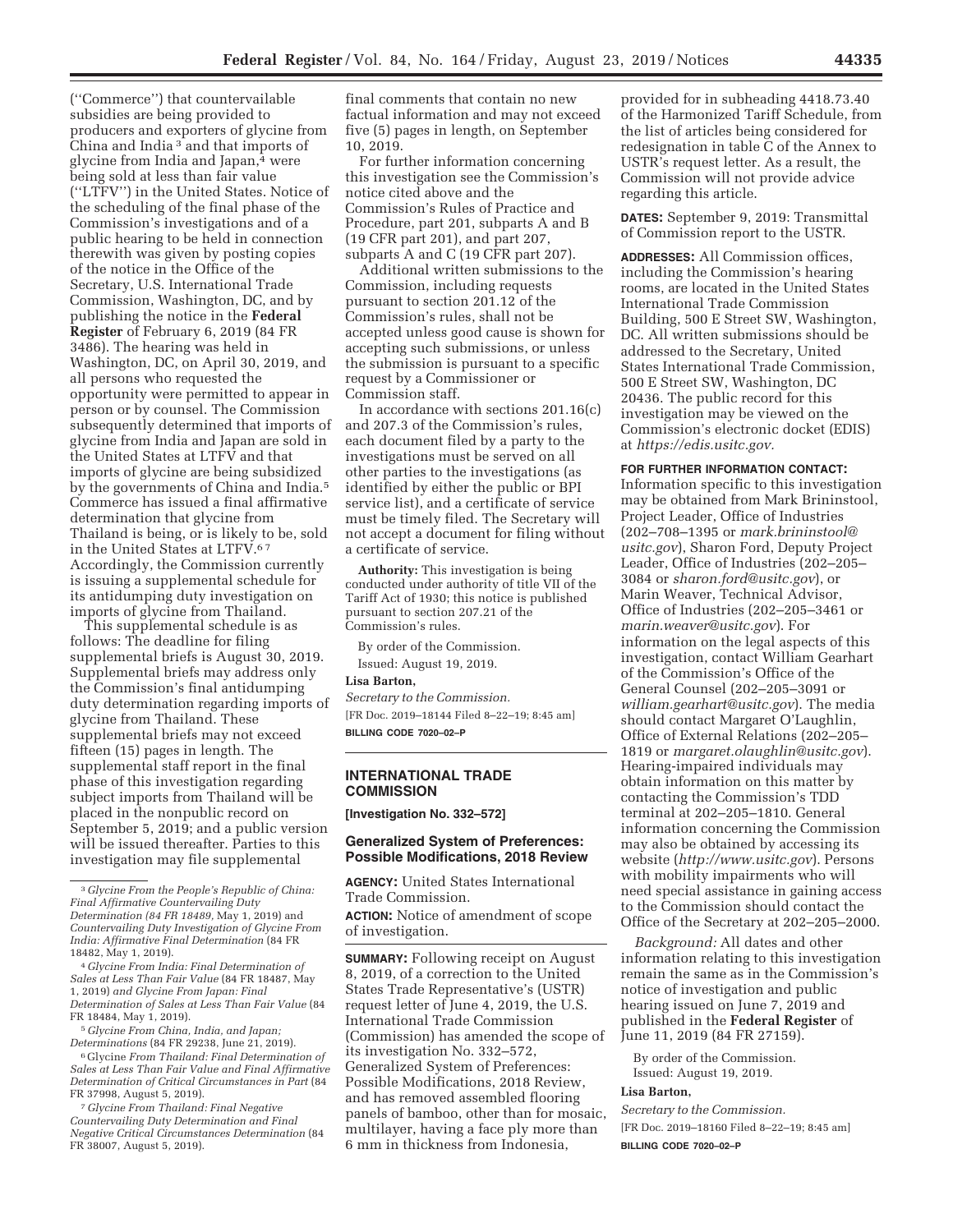("Commerce") that countervailable subsidies are being provided to producers and exporters of glycine from China and India [3] and that imports of glycine from India and Japan,[4] were being sold at less than fair value ("LTFV") in the United States. Notice of the scheduling of the final phase of the Commission's investigations and of a public hearing to be held in connection therewith was given by posting copies of the notice in the Office of the Secretary, U.S. International Trade Commission, Washington, DC, and by publishing the notice in the **Federal Register** of February 6, 2019 (84 FR 3486). The hearing was held in Washington, DC, on April 30, 2019, and all persons who requested the opportunity were permitted to appear in person or by counsel. The Commission subsequently determined that imports of glycine from India and Japan are sold in the United States at LTFV and that imports of glycine are being subsidized by the governments of China and India.[5] Commerce has issued a final affirmative determination that glycine from Thailand is being, or is likely to be, sold in the United States at LTFV.[6] [7] Accordingly, the Commission currently is issuing a supplemental schedule for its antidumping duty investigation on imports of glycine from Thailand.

This supplemental schedule is as follows: The deadline for filing supplemental briefs is August 30, 2019. Supplemental briefs may address only the Commission's final antidumping duty determination regarding imports of glycine from Thailand. These supplemental briefs may not exceed fifteen (15) pages in length. The supplemental staff report in the final phase of this investigation regarding subject imports from Thailand will be placed in the nonpublic record on September 5, 2019; and a public version will be issued thereafter. Parties to this investigation may file supplemental final comments that contain no new factual information and may not exceed five (5) pages in length, on September 10, 2019.

For further information concerning this investigation see the Commission's notice cited above and the Commission's Rules of Practice and Procedure, part 201, subparts A and B (19 CFR part 201), and part 207, subparts A and C (19 CFR part 207).

Additional written submissions to the Commission, including requests pursuant to section 201.12 of the Commission's rules, shall not be accepted unless good cause is shown for accepting such submissions, or unless the submission is pursuant to a specific request by a Commissioner or Commission staff.

In accordance with sections 201.16(c) and 207.3 of the Commission's rules, each document filed by a party to the investigations must be served on all other parties to the investigations (as identified by either the public or BPI service list), and a certificate of service must be timely filed. The Secretary will not accept a document for filing without a certificate of service.

**Authority:** This investigation is being conducted under authority of title VII of the Tariff Act of 1930; this notice is published pursuant to section 207.21 of the Commission's rules.

By order of the Commission.

Issued: August 19, 2019.

**Lisa Barton,**

*Secretary to the Commission.*

[FR Doc. 2019–18144 Filed 8–22–19; 8:45 am]

**BILLING CODE 7020–02–P**

[3] *Glycine From the People's Republic of China: Final Affirmative Countervailing Duty Determination (84 FR 18489,* May 1, 2019) and *Countervailing Duty Investigation of Glycine From India: Affirmative Final Determination* (84 FR 18482, May 1, 2019).

[4] *Glycine From India: Final Determination of Sales at Less Than Fair Value* (84 FR 18487, May 1, 2019) *and Glycine From Japan: Final Determination of Sales at Less Than Fair Value* (84 FR 18484, May 1, 2019).

[5] *Glycine From China, India, and Japan; Determinations* (84 FR 29238, June 21, 2019).

[6] Glycine *From Thailand: Final Determination of Sales at Less Than Fair Value and Final Affirmative Determination of Critical Circumstances in Part* (84 FR 37998, August 5, 2019).

[7] *Glycine From Thailand: Final Negative Countervailing Duty Determination and Final Negative Critical Circumstances Determination* (84 FR 38007, August 5, 2019).

## INTERNATIONAL TRADE COMMISSION

**[Investigation No. 332–572]**

### Generalized System of Preferences: Possible Modifications, 2018 Review

**AGENCY:** United States International Trade Commission.

**ACTION:** Notice of amendment of scope of investigation.

**SUMMARY:** Following receipt on August 8, 2019, of a correction to the United States Trade Representative's (USTR) request letter of June 4, 2019, the U.S. International Trade Commission (Commission) has amended the scope of its investigation No. 332–572, Generalized System of Preferences: Possible Modifications, 2018 Review, and has removed assembled flooring panels of bamboo, other than for mosaic, multilayer, having a face ply more than 6 mm in thickness from Indonesia, provided for in subheading 4418.73.40 of the Harmonized Tariff Schedule, from the list of articles being considered for redesignation in table C of the Annex to USTR's request letter. As a result, the Commission will not provide advice regarding this article.

**DATES:** September 9, 2019: Transmittal of Commission report to the USTR.

**ADDRESSES:** All Commission offices, including the Commission's hearing rooms, are located in the United States International Trade Commission Building, 500 E Street SW, Washington, DC. All written submissions should be addressed to the Secretary, United States International Trade Commission, 500 E Street SW, Washington, DC 20436. The public record for this investigation may be viewed on the Commission's electronic docket (EDIS) at *https://edis.usitc.gov.*

**FOR FURTHER INFORMATION CONTACT:** Information specific to this investigation may be obtained from Mark Brininstool, Project Leader, Office of Industries (202–708–1395 or *mark.brininstool@usitc.gov*), Sharon Ford, Deputy Project Leader, Office of Industries (202–205–3084 or *sharon.ford@usitc.gov*), or Marin Weaver, Technical Advisor, Office of Industries (202–205–3461 or *marin.weaver@usitc.gov*). For information on the legal aspects of this investigation, contact William Gearhart of the Commission's Office of the General Counsel (202–205–3091 or *william.gearhart@usitc.gov*). The media should contact Margaret O'Laughlin, Office of External Relations (202–205–1819 or *margaret.olaughlin@usitc.gov*). Hearing-impaired individuals may obtain information on this matter by contacting the Commission's TDD terminal at 202–205–1810. General information concerning the Commission may also be obtained by accessing its website (*http://www.usitc.gov*). Persons with mobility impairments who will need special assistance in gaining access to the Commission should contact the Office of the Secretary at 202–205–2000.

*Background:* All dates and other information relating to this investigation remain the same as in the Commission's notice of investigation and public hearing issued on June 7, 2019 and published in the **Federal Register** of June 11, 2019 (84 FR 27159).

By order of the Commission.

Issued: August 19, 2019.

**Lisa Barton,**

*Secretary to the Commission.*

[FR Doc. 2019–18160 Filed 8–22–19; 8:45 am]

**BILLING CODE 7020–02–P**